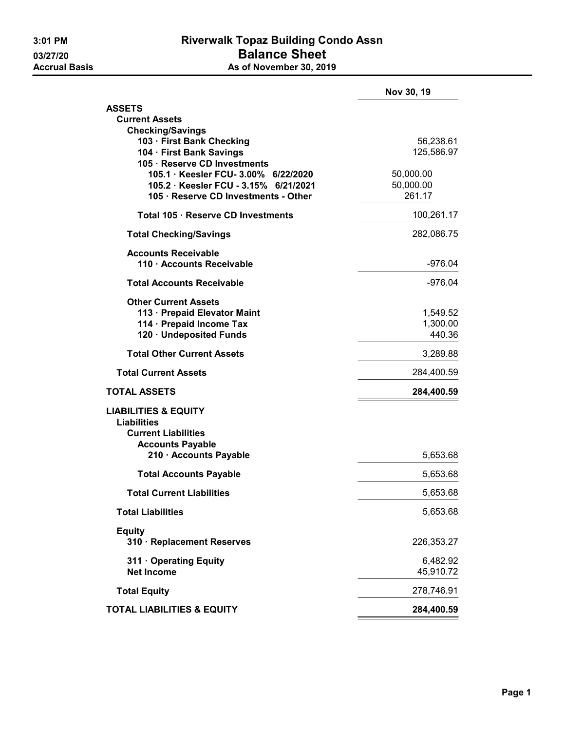3:01 PM
03/27/20
Accrual Basis

# Riverwalk Topaz Building Condo Assn

## Balance Sheet

### As of November 30, 2019

| | Nov 30, 19 |
|---|---|
| **ASSETS** | |
| **Current Assets** | |
| **Checking/Savings** | |
| **103 · First Bank Checking** | 56,238.61 |
| **104 · First Bank Savings** | 125,586.97 |
| **105 · Reserve CD Investments** | |
| **105.1 · Keesler FCU- 3.00% 6/22/2020** | 50,000.00 |
| **105.2 · Keesler FCU - 3.15% 6/21/2021** | 50,000.00 |
| **105 · Reserve CD Investments - Other** | 261.17 |
| **Total 105 · Reserve CD Investments** | 100,261.17 |
| **Total Checking/Savings** | 282,086.75 |
| **Accounts Receivable** | |
| **110 · Accounts Receivable** | -976.04 |
| **Total Accounts Receivable** | -976.04 |
| **Other Current Assets** | |
| **113 · Prepaid Elevator Maint** | 1,549.52 |
| **114 · Prepaid Income Tax** | 1,300.00 |
| **120 · Undeposited Funds** | 440.36 |
| **Total Other Current Assets** | 3,289.88 |
| **Total Current Assets** | 284,400.59 |
| **TOTAL ASSETS** | **284,400.59** |
| **LIABILITIES & EQUITY** | |
| **Liabilities** | |
| **Current Liabilities** | |
| **Accounts Payable** | |
| **210 · Accounts Payable** | 5,653.68 |
| **Total Accounts Payable** | 5,653.68 |
| **Total Current Liabilities** | 5,653.68 |
| **Total Liabilities** | 5,653.68 |
| **Equity** | |
| **310 · Replacement Reserves** | 226,353.27 |
| **311 · Operating Equity** | 6,482.92 |
| **Net Income** | 45,910.72 |
| **Total Equity** | 278,746.91 |
| **TOTAL LIABILITIES & EQUITY** | **284,400.59** |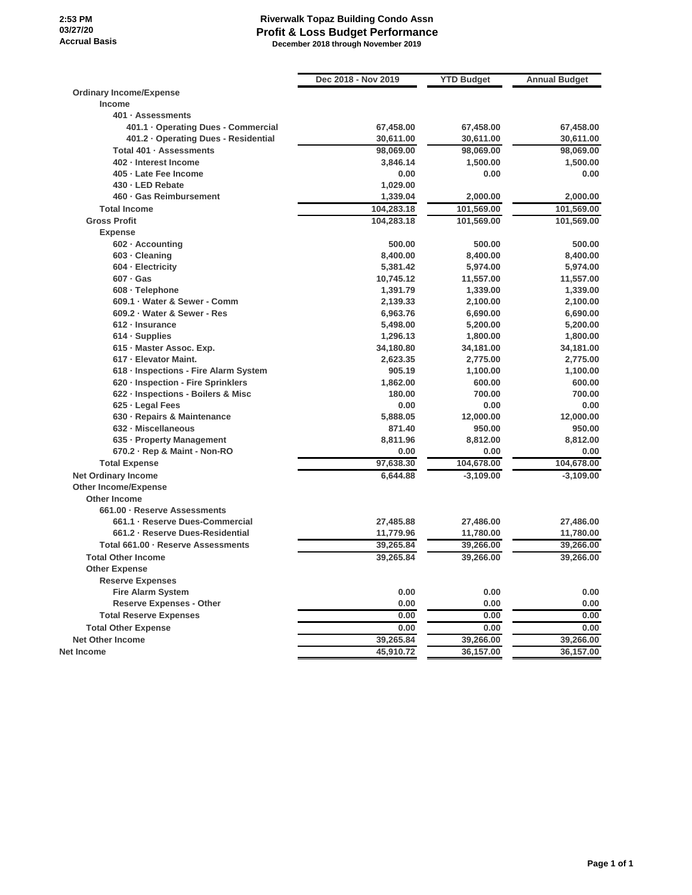2:53 PM
03/27/20
Accrual Basis

# Riverwalk Topaz Building Condo Assn
## Profit & Loss Budget Performance
December 2018 through November 2019

| | Dec 2018 - Nov 2019 | YTD Budget | Annual Budget |
|---|---|---|---|
| **Ordinary Income/Expense** | | | |
| **Income** | | | |
| 401 · Assessments | | | |
| 401.1 · Operating Dues - Commercial | 67,458.00 | 67,458.00 | 67,458.00 |
| 401.2 · Operating Dues - Residential | 30,611.00 | 30,611.00 | 30,611.00 |
| Total 401 · Assessments | 98,069.00 | 98,069.00 | 98,069.00 |
| 402 · Interest Income | 3,846.14 | 1,500.00 | 1,500.00 |
| 405 · Late Fee Income | 0.00 | 0.00 | 0.00 |
| 430 · LED Rebate | 1,029.00 | | |
| 460 · Gas Reimbursement | 1,339.04 | 2,000.00 | 2,000.00 |
| **Total Income** | 104,283.18 | 101,569.00 | 101,569.00 |
| **Gross Profit** | 104,283.18 | 101,569.00 | 101,569.00 |
| **Expense** | | | |
| 602 · Accounting | 500.00 | 500.00 | 500.00 |
| 603 · Cleaning | 8,400.00 | 8,400.00 | 8,400.00 |
| 604 · Electricity | 5,381.42 | 5,974.00 | 5,974.00 |
| 607 · Gas | 10,745.12 | 11,557.00 | 11,557.00 |
| 608 · Telephone | 1,391.79 | 1,339.00 | 1,339.00 |
| 609.1 · Water & Sewer - Comm | 2,139.33 | 2,100.00 | 2,100.00 |
| 609.2 · Water & Sewer - Res | 6,963.76 | 6,690.00 | 6,690.00 |
| 612 · Insurance | 5,498.00 | 5,200.00 | 5,200.00 |
| 614 · Supplies | 1,296.13 | 1,800.00 | 1,800.00 |
| 615 · Master Assoc. Exp. | 34,180.80 | 34,181.00 | 34,181.00 |
| 617 · Elevator Maint. | 2,623.35 | 2,775.00 | 2,775.00 |
| 618 · Inspections - Fire Alarm System | 905.19 | 1,100.00 | 1,100.00 |
| 620 · Inspection - Fire Sprinklers | 1,862.00 | 600.00 | 600.00 |
| 622 · Inspections - Boilers & Misc | 180.00 | 700.00 | 700.00 |
| 625 · Legal Fees | 0.00 | 0.00 | 0.00 |
| 630 · Repairs & Maintenance | 5,888.05 | 12,000.00 | 12,000.00 |
| 632 · Miscellaneous | 871.40 | 950.00 | 950.00 |
| 635 · Property Management | 8,811.96 | 8,812.00 | 8,812.00 |
| 670.2 · Rep & Maint - Non-RO | 0.00 | 0.00 | 0.00 |
| **Total Expense** | 97,638.30 | 104,678.00 | 104,678.00 |
| **Net Ordinary Income** | 6,644.88 | -3,109.00 | -3,109.00 |
| **Other Income/Expense** | | | |
| **Other Income** | | | |
| 661.00 · Reserve Assessments | | | |
| 661.1 · Reserve Dues-Commercial | 27,485.88 | 27,486.00 | 27,486.00 |
| 661.2 · Reserve Dues-Residential | 11,779.96 | 11,780.00 | 11,780.00 |
| Total 661.00 · Reserve Assessments | 39,265.84 | 39,266.00 | 39,266.00 |
| **Total Other Income** | 39,265.84 | 39,266.00 | 39,266.00 |
| **Other Expense** | | | |
| Reserve Expenses | | | |
| Fire Alarm System | 0.00 | 0.00 | 0.00 |
| Reserve Expenses - Other | 0.00 | 0.00 | 0.00 |
| **Total Reserve Expenses** | 0.00 | 0.00 | 0.00 |
| **Total Other Expense** | 0.00 | 0.00 | 0.00 |
| **Net Other Income** | 39,265.84 | 39,266.00 | 39,266.00 |
| **Net Income** | 45,910.72 | 36,157.00 | 36,157.00 |